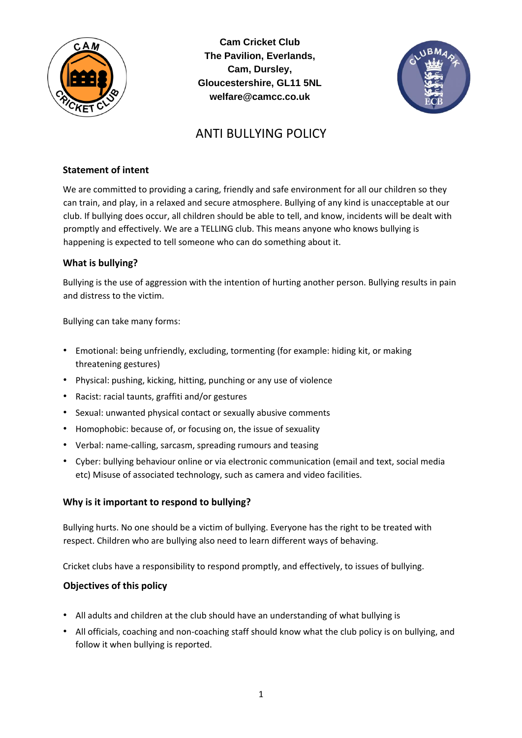**Cam Cricket Club**
**The Pavilion, Everlands,**
**Cam, Dursley,**
**Gloucestershire, GL11 5NL**
**welfare@camcc.co.uk**

# ANTI BULLYING POLICY

## Statement of intent

We are committed to providing a caring, friendly and safe environment for all our children so they can train, and play, in a relaxed and secure atmosphere. Bullying of any kind is unacceptable at our club. If bullying does occur, all children should be able to tell, and know, incidents will be dealt with promptly and effectively. We are a TELLING club. This means anyone who knows bullying is happening is expected to tell someone who can do something about it.

## What is bullying?

Bullying is the use of aggression with the intention of hurting another person. Bullying results in pain and distress to the victim.

Bullying can take many forms:

- Emotional: being unfriendly, excluding, tormenting (for example: hiding kit, or making threatening gestures)
- Physical: pushing, kicking, hitting, punching or any use of violence
- Racist: racial taunts, graffiti and/or gestures
- Sexual: unwanted physical contact or sexually abusive comments
- Homophobic: because of, or focusing on, the issue of sexuality
- Verbal: name-calling, sarcasm, spreading rumours and teasing
- Cyber: bullying behaviour online or via electronic communication (email and text, social media etc) Misuse of associated technology, such as camera and video facilities.

## Why is it important to respond to bullying?

Bullying hurts. No one should be a victim of bullying. Everyone has the right to be treated with respect. Children who are bullying also need to learn different ways of behaving.

Cricket clubs have a responsibility to respond promptly, and effectively, to issues of bullying.

## Objectives of this policy

- All adults and children at the club should have an understanding of what bullying is
- All officials, coaching and non-coaching staff should know what the club policy is on bullying, and follow it when bullying is reported.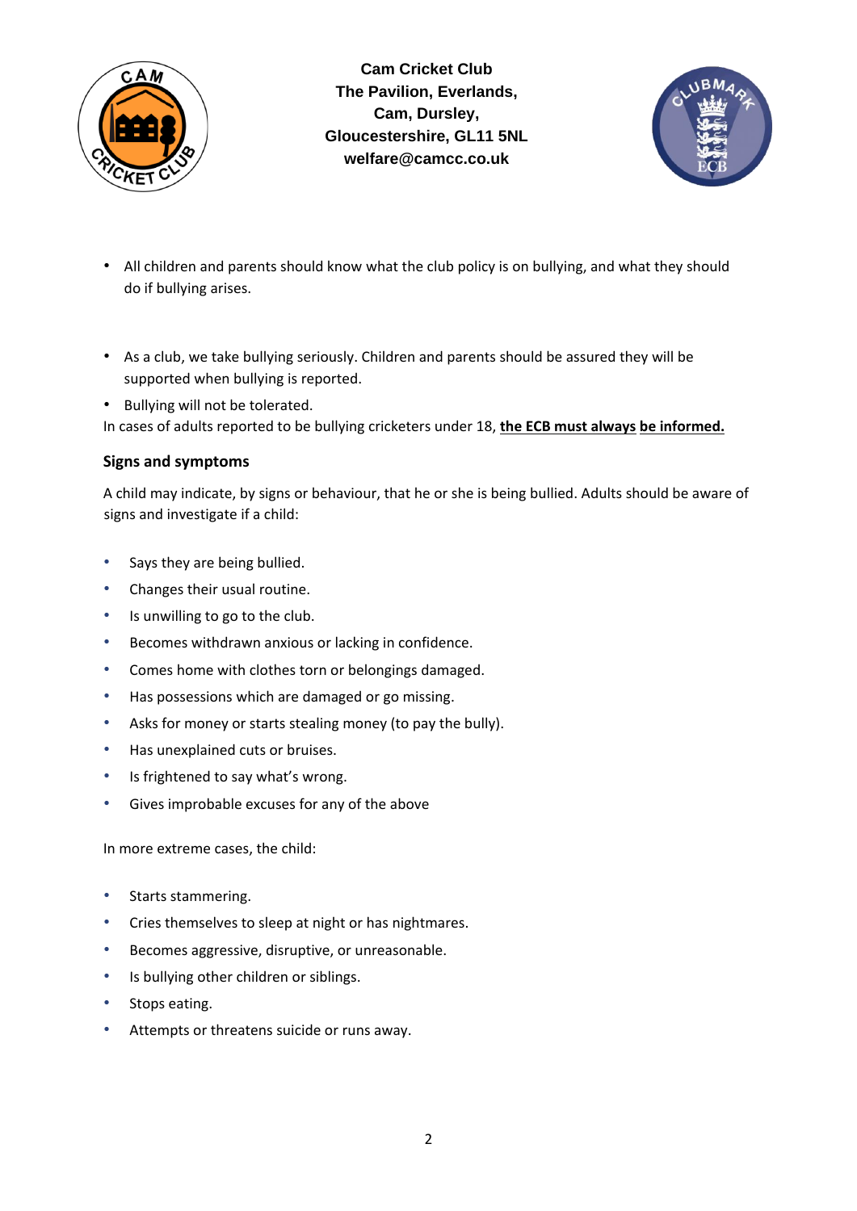**Cam Cricket Club**
**The Pavilion, Everlands,**
**Cam, Dursley,**
**Gloucestershire, GL11 5NL**
**welfare@camcc.co.uk**

- All children and parents should know what the club policy is on bullying, and what they should do if bullying arises.

- As a club, we take bullying seriously. Children and parents should be assured they will be supported when bullying is reported.
- Bullying will not be tolerated.

In cases of adults reported to be bullying cricketers under 18, **the ECB must always be informed.**

### Signs and symptoms

A child may indicate, by signs or behaviour, that he or she is being bullied. Adults should be aware of signs and investigate if a child:

- Says they are being bullied.
- Changes their usual routine.
- Is unwilling to go to the club.
- Becomes withdrawn anxious or lacking in confidence.
- Comes home with clothes torn or belongings damaged.
- Has possessions which are damaged or go missing.
- Asks for money or starts stealing money (to pay the bully).
- Has unexplained cuts or bruises.
- Is frightened to say what's wrong.
- Gives improbable excuses for any of the above

In more extreme cases, the child:

- Starts stammering.
- Cries themselves to sleep at night or has nightmares.
- Becomes aggressive, disruptive, or unreasonable.
- Is bullying other children or siblings.
- Stops eating.
- Attempts or threatens suicide or runs away.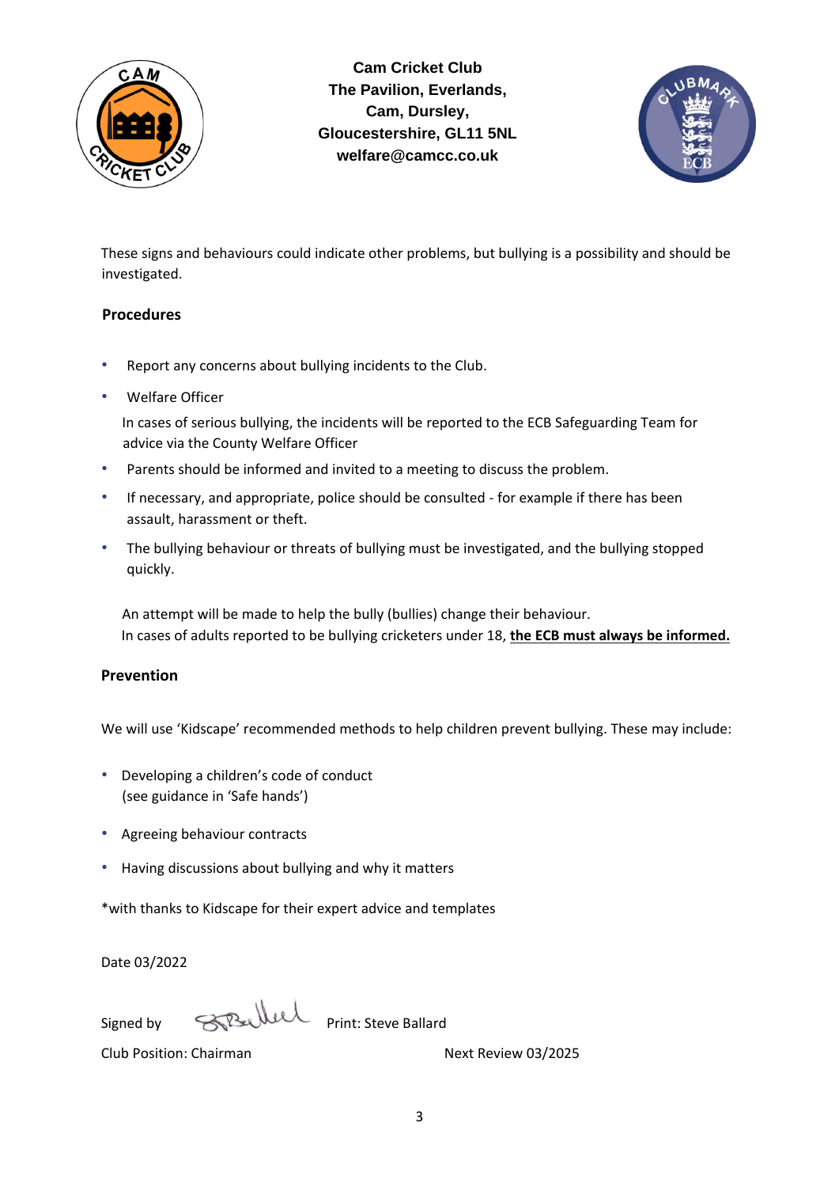Cam Cricket Club
The Pavilion, Everlands,
Cam, Dursley,
Gloucestershire, GL11 5NL
welfare@camcc.co.uk

These signs and behaviours could indicate other problems, but bullying is a possibility and should be investigated.

## Procedures

- Report any concerns about bullying incidents to the Club.
- Welfare Officer

  In cases of serious bullying, the incidents will be reported to the ECB Safeguarding Team for advice via the County Welfare Officer
- Parents should be informed and invited to a meeting to discuss the problem.
- If necessary, and appropriate, police should be consulted - for example if there has been assault, harassment or theft.
- The bullying behaviour or threats of bullying must be investigated, and the bullying stopped quickly.

An attempt will be made to help the bully (bullies) change their behaviour.
In cases of adults reported to be bullying cricketers under 18, **the ECB must always be informed.**

## Prevention

We will use 'Kidscape' recommended methods to help children prevent bullying. These may include:

- Developing a children's code of conduct
  (see guidance in 'Safe hands')
- Agreeing behaviour contracts
- Having discussions about bullying and why it matters

*with thanks to Kidscape for their expert advice and templates

Date 03/2022

Signed by Print: Steve Ballard

Club Position: Chairman Next Review 03/2025